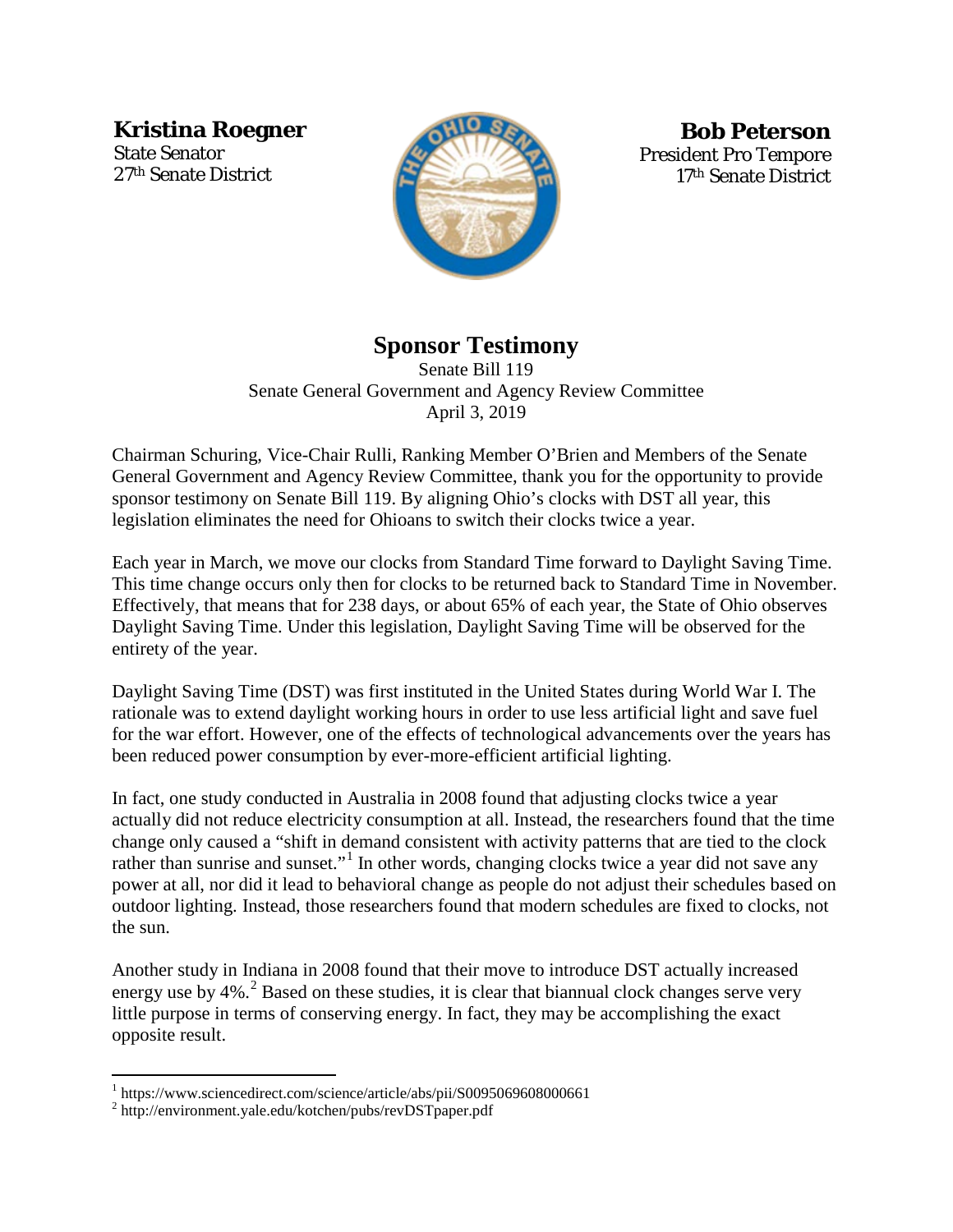**Kristina Roegner**
State Senator
27th Senate District

**Bob Peterson**
President Pro Tempore
17th Senate District

# Sponsor Testimony

Senate Bill 119
Senate General Government and Agency Review Committee
April 3, 2019

Chairman Schuring, Vice-Chair Rulli, Ranking Member O'Brien and Members of the Senate General Government and Agency Review Committee, thank you for the opportunity to provide sponsor testimony on Senate Bill 119. By aligning Ohio's clocks with DST all year, this legislation eliminates the need for Ohioans to switch their clocks twice a year.

Each year in March, we move our clocks from Standard Time forward to Daylight Saving Time. This time change occurs only then for clocks to be returned back to Standard Time in November. Effectively, that means that for 238 days, or about 65% of each year, the State of Ohio observes Daylight Saving Time. Under this legislation, Daylight Saving Time will be observed for the entirety of the year.

Daylight Saving Time (DST) was first instituted in the United States during World War I. The rationale was to extend daylight working hours in order to use less artificial light and save fuel for the war effort. However, one of the effects of technological advancements over the years has been reduced power consumption by ever-more-efficient artificial lighting.

In fact, one study conducted in Australia in 2008 found that adjusting clocks twice a year actually did not reduce electricity consumption at all. Instead, the researchers found that the time change only caused a "shift in demand consistent with activity patterns that are tied to the clock rather than sunrise and sunset."[1] In other words, changing clocks twice a year did not save any power at all, nor did it lead to behavioral change as people do not adjust their schedules based on outdoor lighting. Instead, those researchers found that modern schedules are fixed to clocks, not the sun.

Another study in Indiana in 2008 found that their move to introduce DST actually increased energy use by 4%.[2] Based on these studies, it is clear that biannual clock changes serve very little purpose in terms of conserving energy. In fact, they may be accomplishing the exact opposite result.

---

[1] https://www.sciencedirect.com/science/article/abs/pii/S0095069608000661
[2] http://environment.yale.edu/kotchen/pubs/revDSTpaper.pdf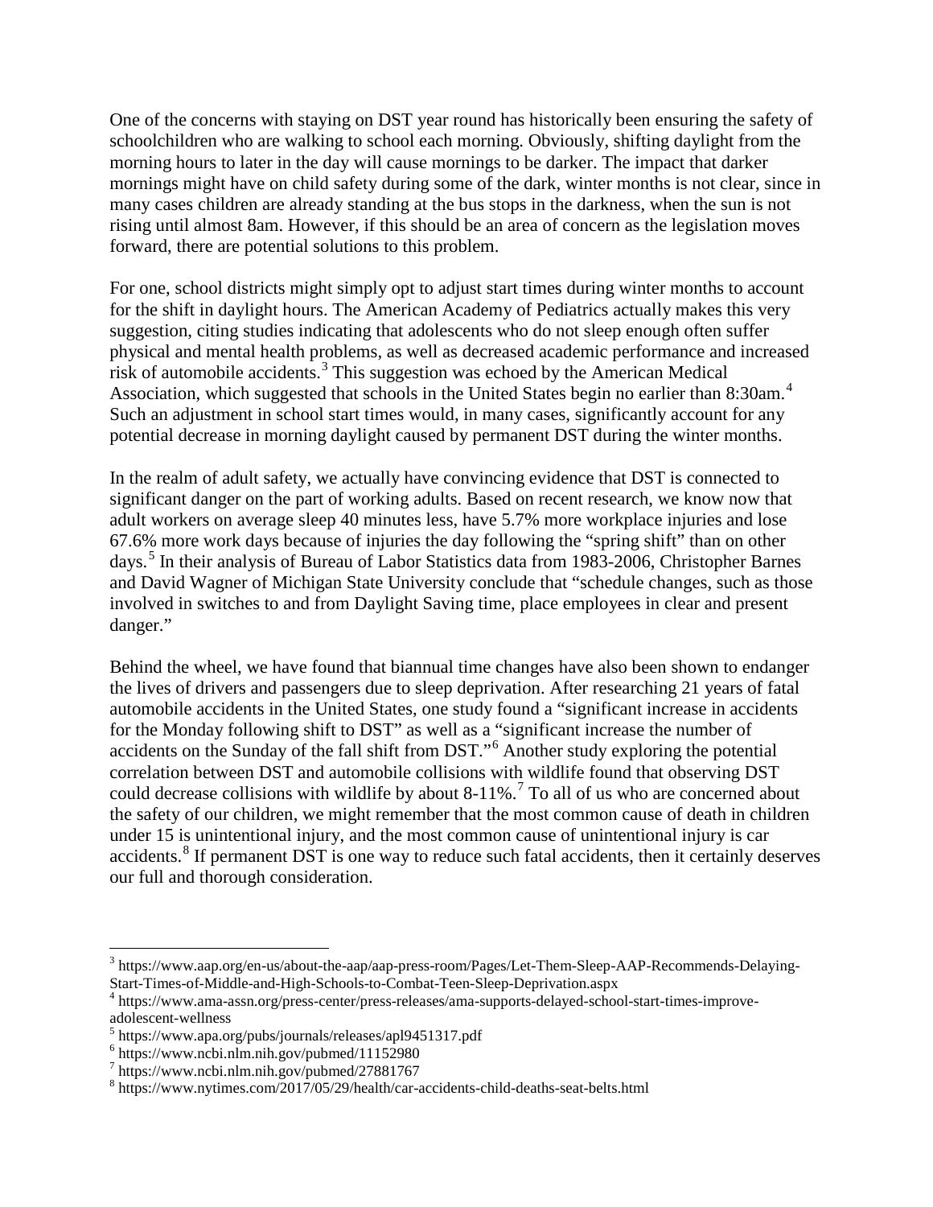One of the concerns with staying on DST year round has historically been ensuring the safety of schoolchildren who are walking to school each mornings. Obviously, shifting daylight from the morning hours to later in the day will cause mornings to be darker. The impact that darker mornings might have on child safety during some of the dark, winter months is not clear, since in many cases children are already standing at the bus stops in the darkness, when the sun is not rising until almost 8am. However, if this should be an area of concern as the legislation moves forward, there are potential solutions to this problem.

For one, school districts might simply opt to adjust start times during winter months to account for the shift in daylight hours. The American Academy of Pediatrics actually makes this very suggestion, citing studies indicating that adolescents who do not sleep enough often suffer physical and mental health problems, as well as decreased academic performance and increased risk of automobile accidents.[3] This suggestion was echoed by the American Medical Association, which suggested that schools in the United States begin no earlier than 8:30am.[4] Such an adjustment in school start times would, in many cases, significantly account for any potential decrease in morning daylight caused by permanent DST during the winter months.

In the realm of adult safety, we actually have convincing evidence that DST is connected to significant danger on the part of working adults. Based on recent research, we know now that adult workers on average sleep 40 minutes less, have 5.7% more workplace injuries and lose 67.6% more work days because of injuries the day following the "spring shift" than on other days.[5] In their analysis of Bureau of Labor Statistics data from 1983-2006, Christopher Barnes and David Wagner of Michigan State University conclude that "schedule changes, such as those involved in switches to and from Daylight Saving time, place employees in clear and present danger."

Behind the wheel, we have found that biannual time changes have also been shown to endanger the lives of drivers and passengers due to sleep deprivation. After researching 21 years of fatal automobile accidents in the United States, one study found a "significant increase in accidents for the Monday following shift to DST" as well as a "significant increase the number of accidents on the Sunday of the fall shift from DST."[6] Another study exploring the potential correlation between DST and automobile collisions with wildlife found that observing DST could decrease collisions with wildlife by about 8-11%.[7] To all of us who are concerned about the safety of our children, we might remember that the most common cause of death in children under 15 is unintentional injury, and the most common cause of unintentional injury is car accidents.[8] If permanent DST is one way to reduce such fatal accidents, then it certainly deserves our full and thorough consideration.

---

[3] https://www.aap.org/en-us/about-the-aap/aap-press-room/Pages/Let-Them-Sleep-AAP-Recommends-Delaying-Start-Times-of-Middle-and-High-Schools-to-Combat-Teen-Sleep-Deprivation.aspx

[4] https://www.ama-assn.org/press-center/press-releases/ama-supports-delayed-school-start-times-improve-adolescent-wellness

[5] https://www.apa.org/pubs/journals/releases/apl9451317.pdf

[6] https://www.ncbi.nlm.nih.gov/pubmed/11152980

[7] https://www.ncbi.nlm.nih.gov/pubmed/27881767

[8] https://www.nytimes.com/2017/05/29/health/car-accidents-child-deaths-seat-belts.html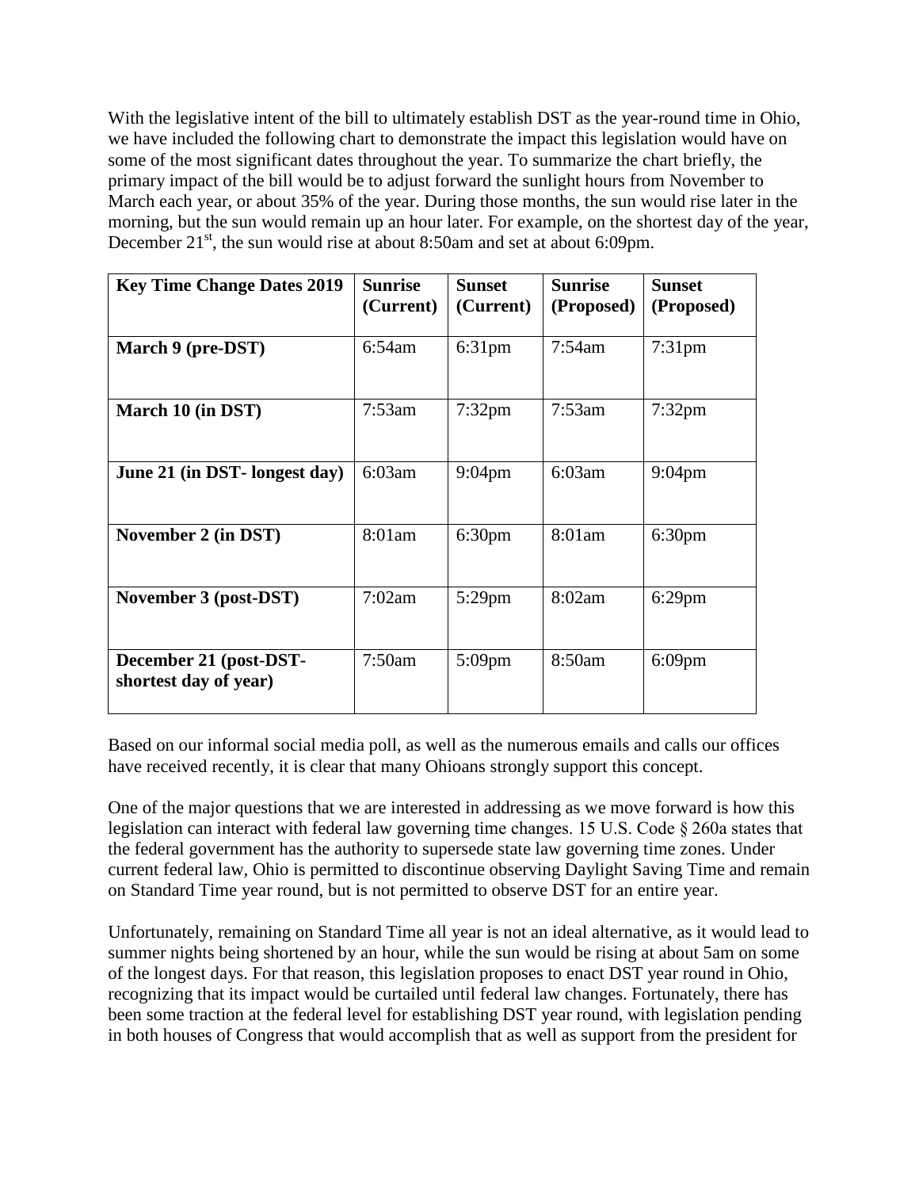With the legislative intent of the bill to ultimately establish DST as the year-round time in Ohio, we have included the following chart to demonstrate the impact this legislation would have on some of the most significant dates throughout the year. To summarize the chart briefly, the primary impact of the bill would be to adjust forward the sunlight hours from November to March each year, or about 35% of the year. During those months, the sun would rise later in the morning, but the sun would remain up an hour later. For example, on the shortest day of the year, December 21st, the sun would rise at about 8:50am and set at about 6:09pm.

| Key Time Change Dates 2019 | Sunrise (Current) | Sunset (Current) | Sunrise (Proposed) | Sunset (Proposed) |
|---|---|---|---|---|
| **March 9 (pre-DST)** | 6:54am | 6:31pm | 7:54am | 7:31pm |
| **March 10 (in DST)** | 7:53am | 7:32pm | 7:53am | 7:32pm |
| **June 21 (in DST- longest day)** | 6:03am | 9:04pm | 6:03am | 9:04pm |
| **November 2 (in DST)** | 8:01am | 6:30pm | 8:01am | 6:30pm |
| **November 3 (post-DST)** | 7:02am | 5:29pm | 8:02am | 6:29pm |
| **December 21 (post-DST-shortest day of year)** | 7:50am | 5:09pm | 8:50am | 6:09pm |

Based on our informal social media poll, as well as the numerous emails and calls our offices have received recently, it is clear that many Ohioans strongly support this concept.

One of the major questions that we are interested in addressing as we move forward is how this legislation can interact with federal law governing time changes. 15 U.S. Code § 260a states that the federal government has the authority to supersede state law governing time zones. Under current federal law, Ohio is permitted to discontinue observing Daylight Saving Time and remain on Standard Time year round, but is not permitted to observe DST for an entire year.

Unfortunately, remaining on Standard Time all year is not an ideal alternative, as it would lead to summer nights being shortened by an hour, while the sun would be rising at about 5am on some of the longest days. For that reason, this legislation proposes to enact DST year round in Ohio, recognizing that its impact would be curtailed until federal law changes. Fortunately, there has been some traction at the federal level for establishing DST year round, with legislation pending in both houses of Congress that would accomplish that as well as support from the president for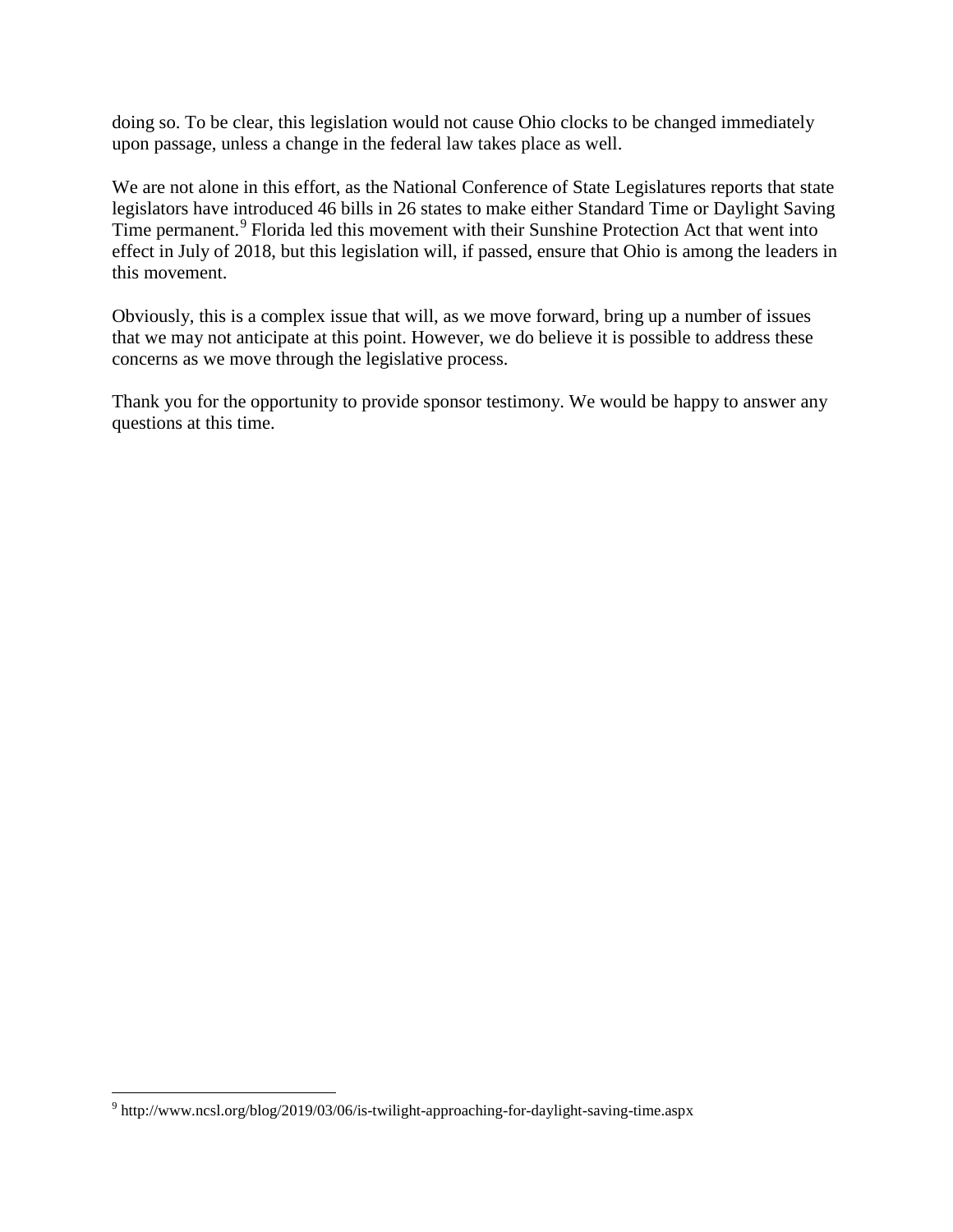doing so. To be clear, this legislation would not cause Ohio clocks to be changed immediately upon passage, unless a change in the federal law takes place as well.

We are not alone in this effort, as the National Conference of State Legislatures reports that state legislators have introduced 46 bills in 26 states to make either Standard Time or Daylight Saving Time permanent.[9] Florida led this movement with their Sunshine Protection Act that went into effect in July of 2018, but this legislation will, if passed, ensure that Ohio is among the leaders in this movement.

Obviously, this is a complex issue that will, as we move forward, bring up a number of issues that we may not anticipate at this point. However, we do believe it is possible to address these concerns as we move through the legislative process.

Thank you for the opportunity to provide sponsor testimony. We would be happy to answer any questions at this time.

---

[9] http://www.ncsl.org/blog/2019/03/06/is-twilight-approaching-for-daylight-saving-time.aspx